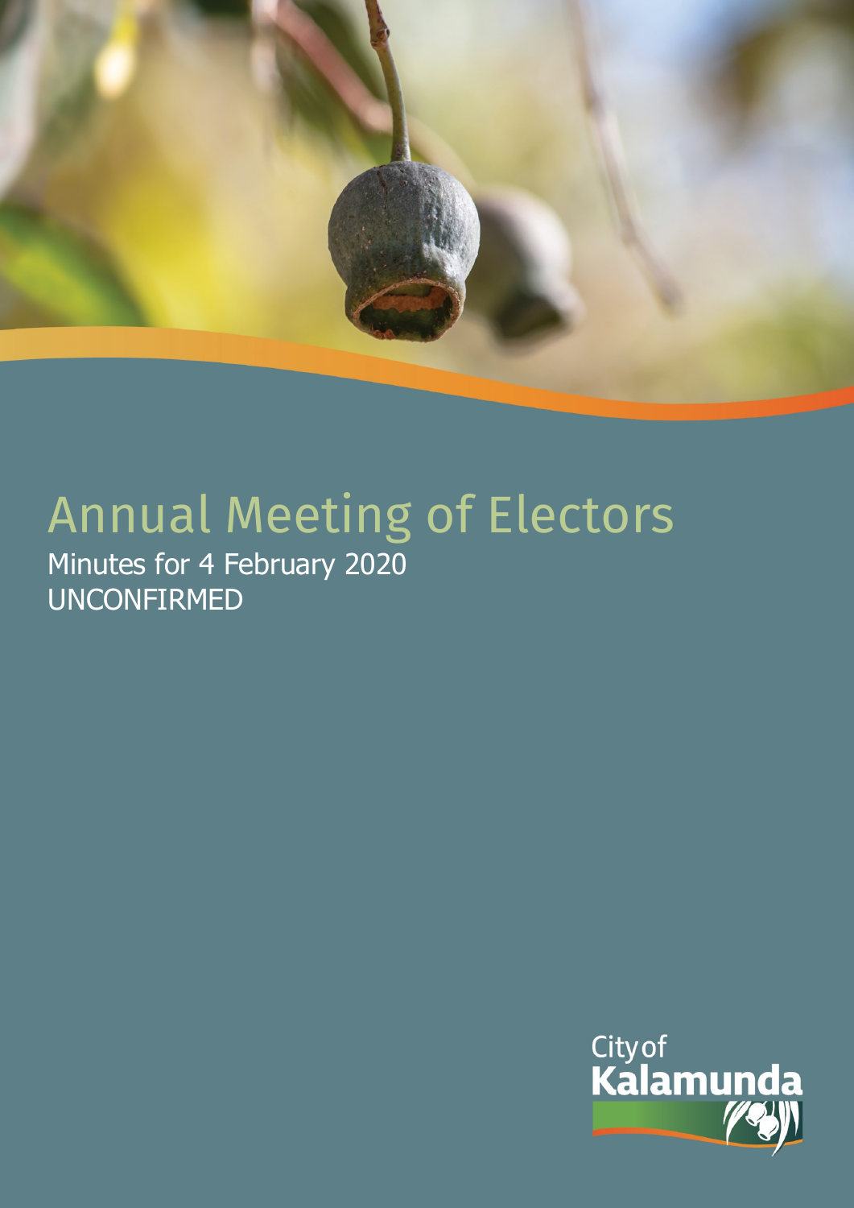# Annual Meeting of Electors

Minutes for 4 February 2020

UNCONFIRMED

City of Kalamunda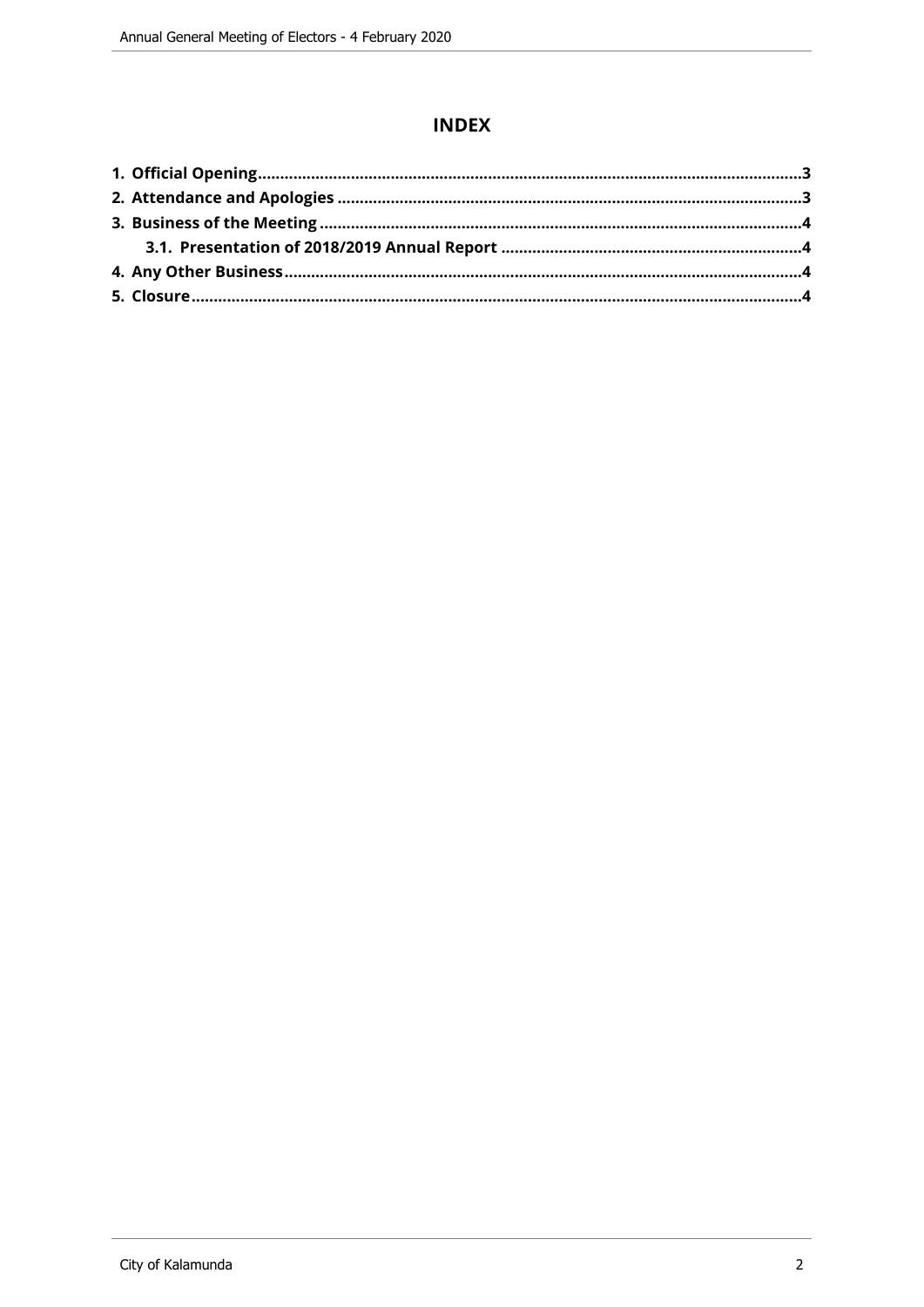## INDEX

**1. Official Opening**..........3

**2. Attendance and Apologies**..........3

**3. Business of the Meeting**..........4

  **3.1. Presentation of 2018/2019 Annual Report**..........4

**4. Any Other Business**..........4

**5. Closure**..........4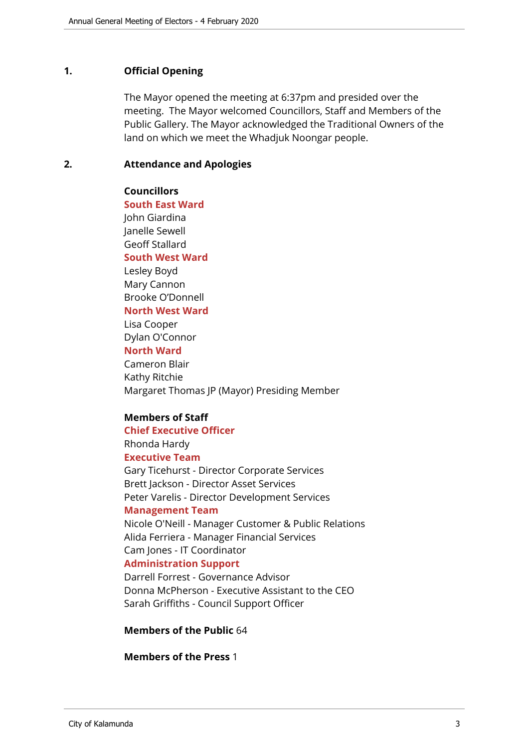## 1. Official Opening

The Mayor opened the meeting at 6:37pm and presided over the meeting. The Mayor welcomed Councillors, Staff and Members of the Public Gallery. The Mayor acknowledged the Traditional Owners of the land on which we meet the Whadjuk Noongar people.

## 2. Attendance and Apologies

**Councillors**

**South East Ward**
John Giardina
Janelle Sewell
Geoff Stallard

**South West Ward**
Lesley Boyd
Mary Cannon
Brooke O'Donnell

**North West Ward**
Lisa Cooper
Dylan O'Connor

**North Ward**
Cameron Blair
Kathy Ritchie
Margaret Thomas JP (Mayor) Presiding Member

**Members of Staff**

**Chief Executive Officer**
Rhonda Hardy

**Executive Team**
Gary Ticehurst - Director Corporate Services
Brett Jackson - Director Asset Services
Peter Varelis - Director Development Services

**Management Team**
Nicole O'Neill - Manager Customer & Public Relations
Alida Ferriera - Manager Financial Services
Cam Jones - IT Coordinator

**Administration Support**
Darrell Forrest - Governance Advisor
Donna McPherson - Executive Assistant to the CEO
Sarah Griffiths - Council Support Officer

**Members of the Public** 64

**Members of the Press** 1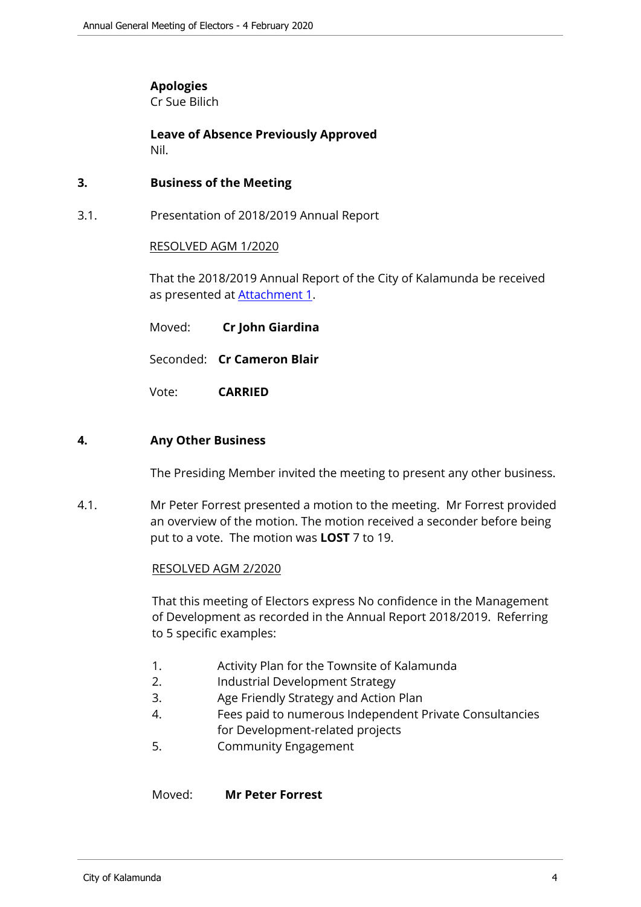**Apologies**
Cr Sue Bilich

**Leave of Absence Previously Approved**
Nil.

## 3. Business of the Meeting

3.1. Presentation of 2018/2019 Annual Report

RESOLVED AGM 1/2020

That the 2018/2019 Annual Report of the City of Kalamunda be received as presented at Attachment 1.

Moved: **Cr John Giardina**

Seconded: **Cr Cameron Blair**

Vote: **CARRIED**

## 4. Any Other Business

The Presiding Member invited the meeting to present any other business.

4.1. Mr Peter Forrest presented a motion to the meeting. Mr Forrest provided an overview of the motion. The motion received a seconder before being put to a vote. The motion was **LOST** 7 to 19.

RESOLVED AGM 2/2020

That this meeting of Electors express No confidence in the Management of Development as recorded in the Annual Report 2018/2019. Referring to 5 specific examples:

1. Activity Plan for the Townsite of Kalamunda
2. Industrial Development Strategy
3. Age Friendly Strategy and Action Plan
4. Fees paid to numerous Independent Private Consultancies for Development-related projects
5. Community Engagement

Moved: **Mr Peter Forrest**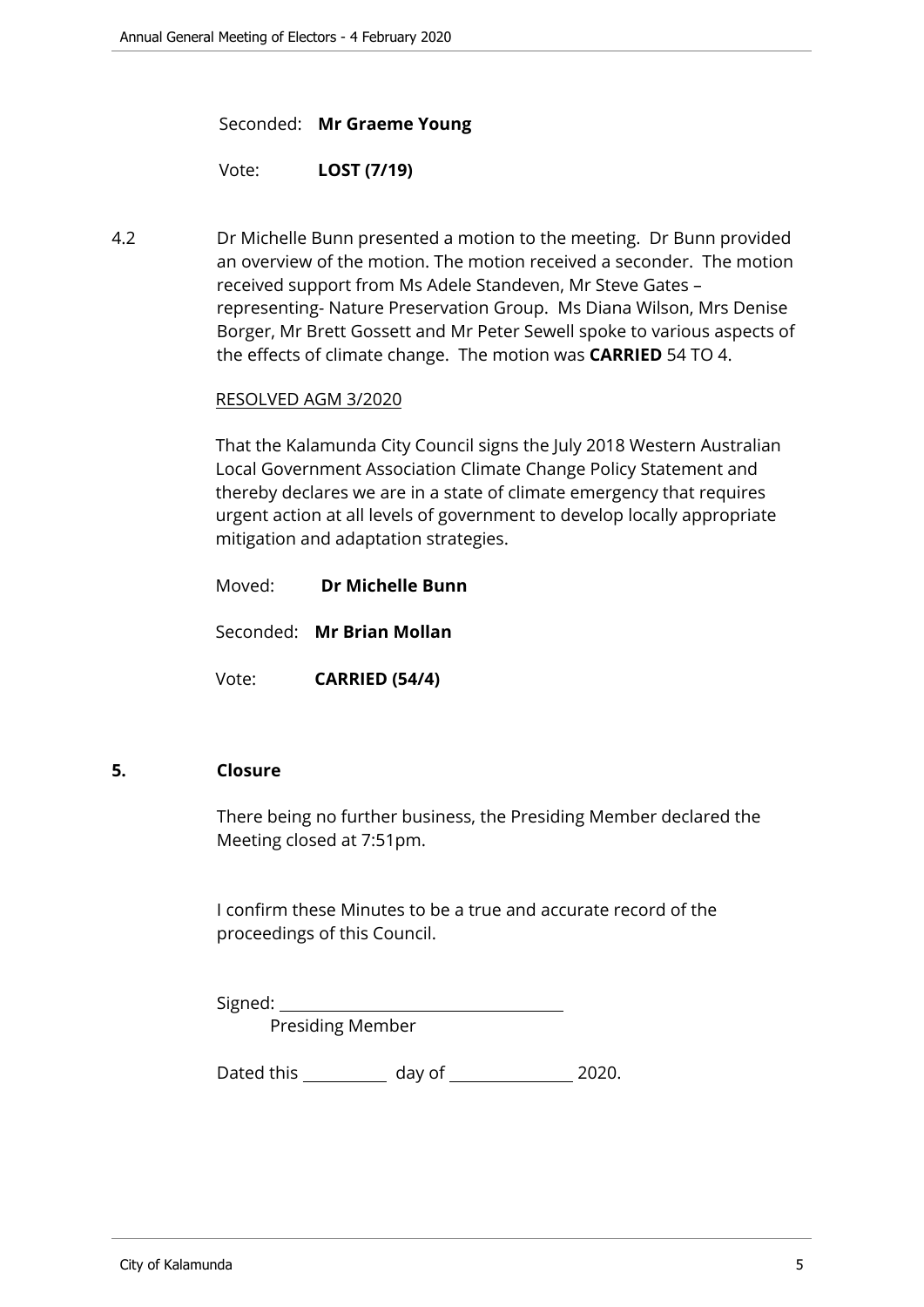Seconded: **Mr Graeme Young**

Vote: **LOST (7/19)**

4.2 Dr Michelle Bunn presented a motion to the meeting. Dr Bunn provided an overview of the motion. The motion received a seconder. The motion received support from Ms Adele Standeven, Mr Steve Gates – representing- Nature Preservation Group. Ms Diana Wilson, Mrs Denise Borger, Mr Brett Gossett and Mr Peter Sewell spoke to various aspects of the effects of climate change. The motion was **CARRIED** 54 TO 4.

RESOLVED AGM 3/2020

That the Kalamunda City Council signs the July 2018 Western Australian Local Government Association Climate Change Policy Statement and thereby declares we are in a state of climate emergency that requires urgent action at all levels of government to develop locally appropriate mitigation and adaptation strategies.

Moved: **Dr Michelle Bunn**

Seconded: **Mr Brian Mollan**

Vote: **CARRIED (54/4)**

## 5. Closure

There being no further business, the Presiding Member declared the Meeting closed at 7:51pm.

I confirm these Minutes to be a true and accurate record of the proceedings of this Council.

Signed: \_\_\_\_\_\_\_\_\_\_\_\_\_\_\_\_\_\_\_\_\_\_\_\_\_\_\_\_\_\_

Presiding Member

Dated this \_\_\_\_\_\_\_\_\_\_ day of \_\_\_\_\_\_\_\_\_\_\_\_\_\_ 2020.